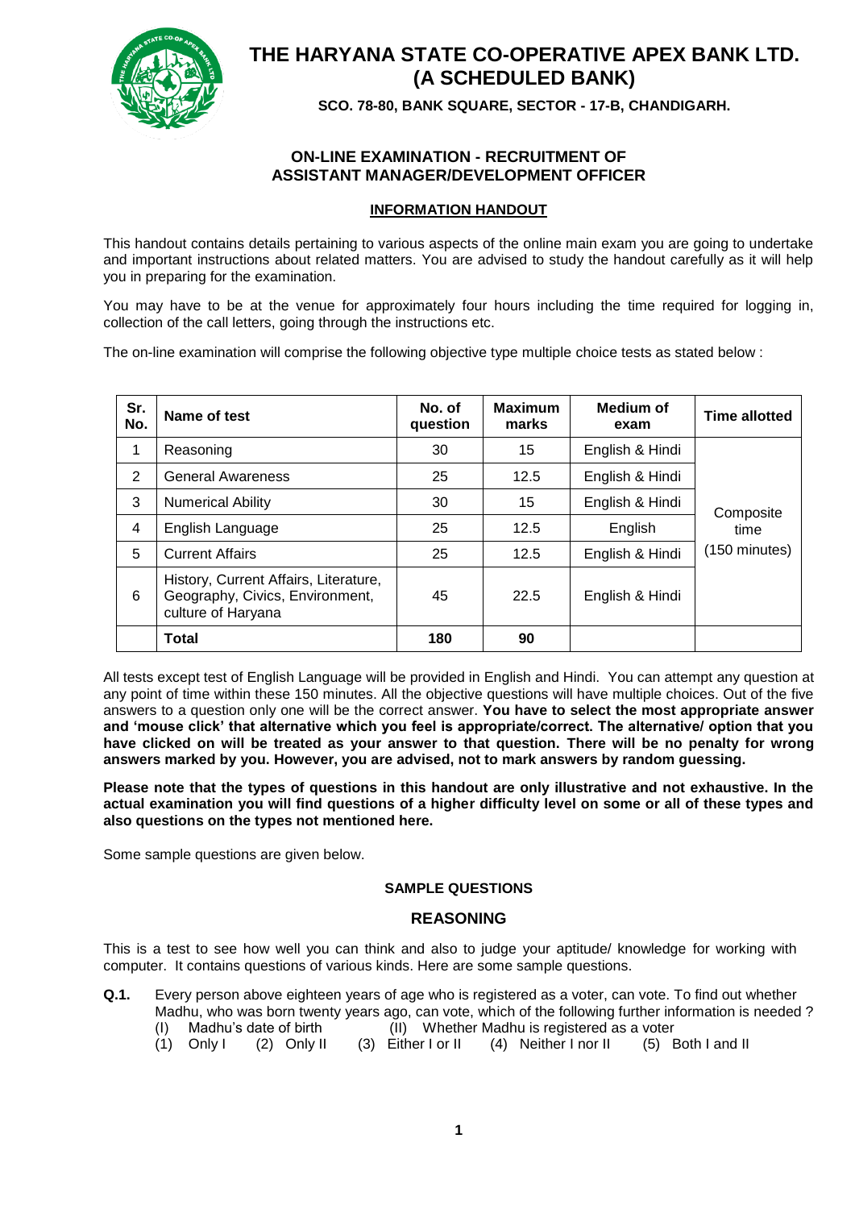# THE HARYANA STATE CO-OPERATIVE APEX BANK LTD. (A SCHEDULED BANK)

**SCO. 78-80, BANK SQUARE, SECTOR - 17-B, CHANDIGARH.**

## ON-LINE EXAMINATION - RECRUITMENT OF ASSISTANT MANAGER/DEVELOPMENT OFFICER

### INFORMATION HANDOUT

This handout contains details pertaining to various aspects of the online main exam you are going to undertake and important instructions about related matters. You are advised to study the handout carefully as it will help you in preparing for the examination.

You may have to be at the venue for approximately four hours including the time required for logging in, collection of the call letters, going through the instructions etc.

The on-line examination will comprise the following objective type multiple choice tests as stated below :

| Sr. No. | Name of test | No. of question | Maximum marks | Medium of exam | Time allotted |
|---|---|---|---|---|---|
| 1 | Reasoning | 30 | 15 | English & Hindi | Composite time (150 minutes) |
| 2 | General Awareness | 25 | 12.5 | English & Hindi | |
| 3 | Numerical Ability | 30 | 15 | English & Hindi | |
| 4 | English Language | 25 | 12.5 | English | |
| 5 | Current Affairs | 25 | 12.5 | English & Hindi | |
| 6 | History, Current Affairs, Literature, Geography, Civics, Environment, culture of Haryana | 45 | 22.5 | English & Hindi | |
| | **Total** | **180** | **90** | | |

All tests except test of English Language will be provided in English and Hindi. You can attempt any question at any point of time within these 150 minutes. All the objective questions will have multiple choices. Out of the five answers to a question only one will be the correct answer. **You have to select the most appropriate answer and 'mouse click' that alternative which you feel is appropriate/correct. The alternative/ option that you have clicked on will be treated as your answer to that question. There will be no penalty for wrong answers marked by you. However, you are advised, not to mark answers by random guessing.**

**Please note that the types of questions in this handout are only illustrative and not exhaustive. In the actual examination you will find questions of a higher difficulty level on some or all of these types and also questions on the types not mentioned here.**

Some sample questions are given below.

**SAMPLE QUESTIONS**

### REASONING

This is a test to see how well you can think and also to judge your aptitude/ knowledge for working with computer. It contains questions of various kinds. Here are some sample questions.

**Q.1.** Every person above eighteen years of age who is registered as a voter, can vote. To find out whether Madhu, who was born twenty years ago, can vote, which of the following further information is needed ?

(I) Madhu's date of birth (II) Whether Madhu is registered as a voter

(1) Only I (2) Only II (3) Either I or II (4) Neither I nor II (5) Both I and II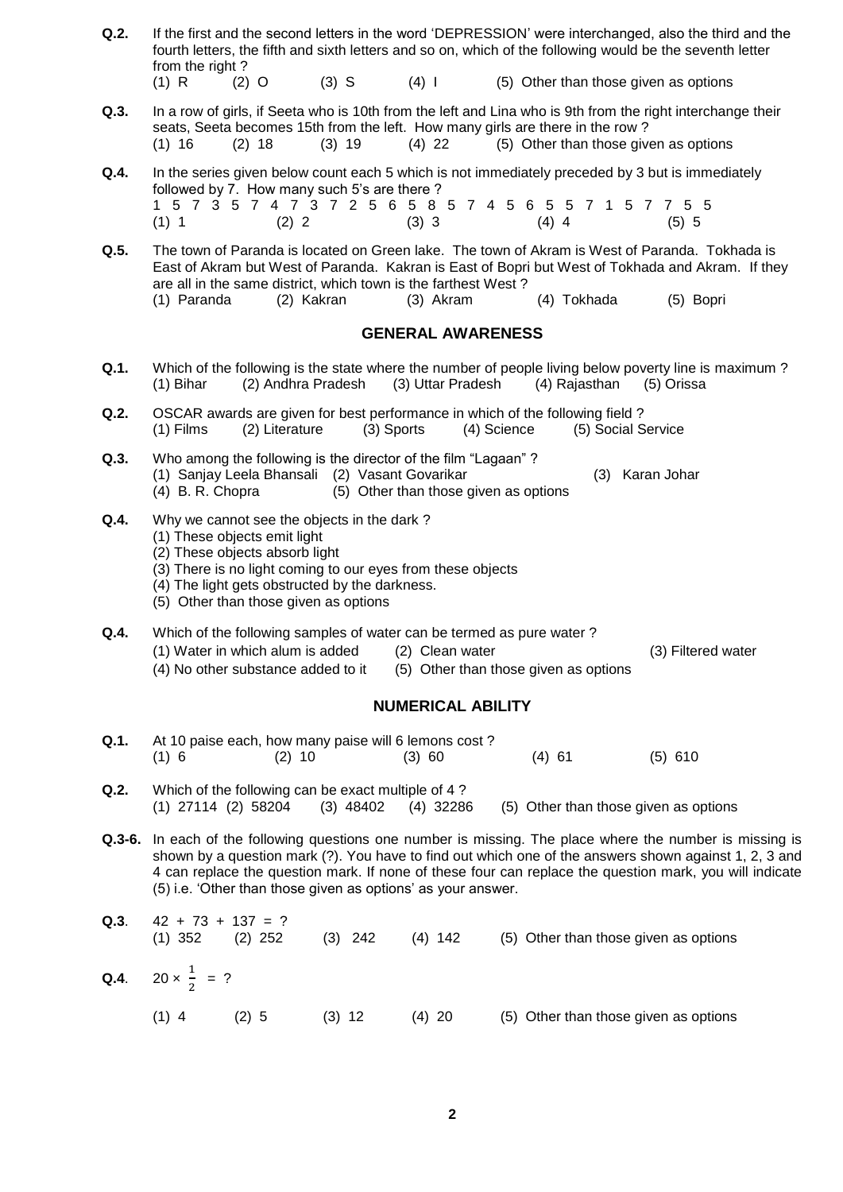**Q.2.** If the first and the second letters in the word 'DEPRESSION' were interchanged, also the third and the fourth letters, the fifth and sixth letters and so on, which of the following would be the seventh letter from the right ?

(1) R (2) O (3) S (4) I (5) Other than those given as options

**Q.3.** In a row of girls, if Seeta who is 10th from the left and Lina who is 9th from the right interchange their seats, Seeta becomes 15th from the left. How many girls are there in the row ?

(1) 16 (2) 18 (3) 19 (4) 22 (5) Other than those given as options

**Q.4.** In the series given below count each 5 which is not immediately preceded by 3 but is immediately followed by 7. How many such 5's are there ?

1 5 7 3 5 7 4 7 3 7 2 5 6 5 8 5 7 4 5 6 5 5 7 1 5 7 7 5 5

(1) 1 (2) 2 (3) 3 (4) 4 (5) 5

**Q.5.** The town of Paranda is located on Green lake. The town of Akram is West of Paranda. Tokhada is East of Akram but West of Paranda. Kakran is East of Bopri but West of Tokhada and Akram. If they are all in the same district, which town is the farthest West ?

(1) Paranda (2) Kakran (3) Akram (4) Tokhada (5) Bopri

## GENERAL AWARENESS

**Q.1.** Which of the following is the state where the number of people living below poverty line is maximum ?

(1) Bihar (2) Andhra Pradesh (3) Uttar Pradesh (4) Rajasthan (5) Orissa

**Q.2.** OSCAR awards are given for best performance in which of the following field ?

(1) Films (2) Literature (3) Sports (4) Science (5) Social Service

**Q.3.** Who among the following is the director of the film "Lagaan" ?

(1) Sanjay Leela Bhansali (2) Vasant Govarikar (3) Karan Johar
(4) B. R. Chopra (5) Other than those given as options

**Q.4.** Why we cannot see the objects in the dark ?

(1) These objects emit light
(2) These objects absorb light
(3) There is no light coming to our eyes from these objects
(4) The light gets obstructed by the darkness.
(5) Other than those given as options

**Q.4.** Which of the following samples of water can be termed as pure water ?

(1) Water in which alum is added (2) Clean water (3) Filtered water
(4) No other substance added to it (5) Other than those given as options

## NUMERICAL ABILITY

**Q.1.** At 10 paise each, how many paise will 6 lemons cost ?

(1) 6 (2) 10 (3) 60 (4) 61 (5) 610

**Q.2.** Which of the following can be exact multiple of 4 ?

(1) 27114 (2) 58204 (3) 48402 (4) 32286 (5) Other than those given as options

**Q.3-6.** In each of the following questions one number is missing. The place where the number is missing is shown by a question mark (?). You have to find out which one of the answers shown against 1, 2, 3 and 4 can replace the question mark. If none of these four can replace the question mark, you will indicate (5) i.e. 'Other than those given as options' as your answer.

**Q.3**. $42 + 73 + 137 = ?$

(1) 352 (2) 252 (3) 242 (4) 142 (5) Other than those given as options

**Q.4**. $20 \times \frac{1}{2} = ?$

(1) 4 (2) 5 (3) 12 (4) 20 (5) Other than those given as options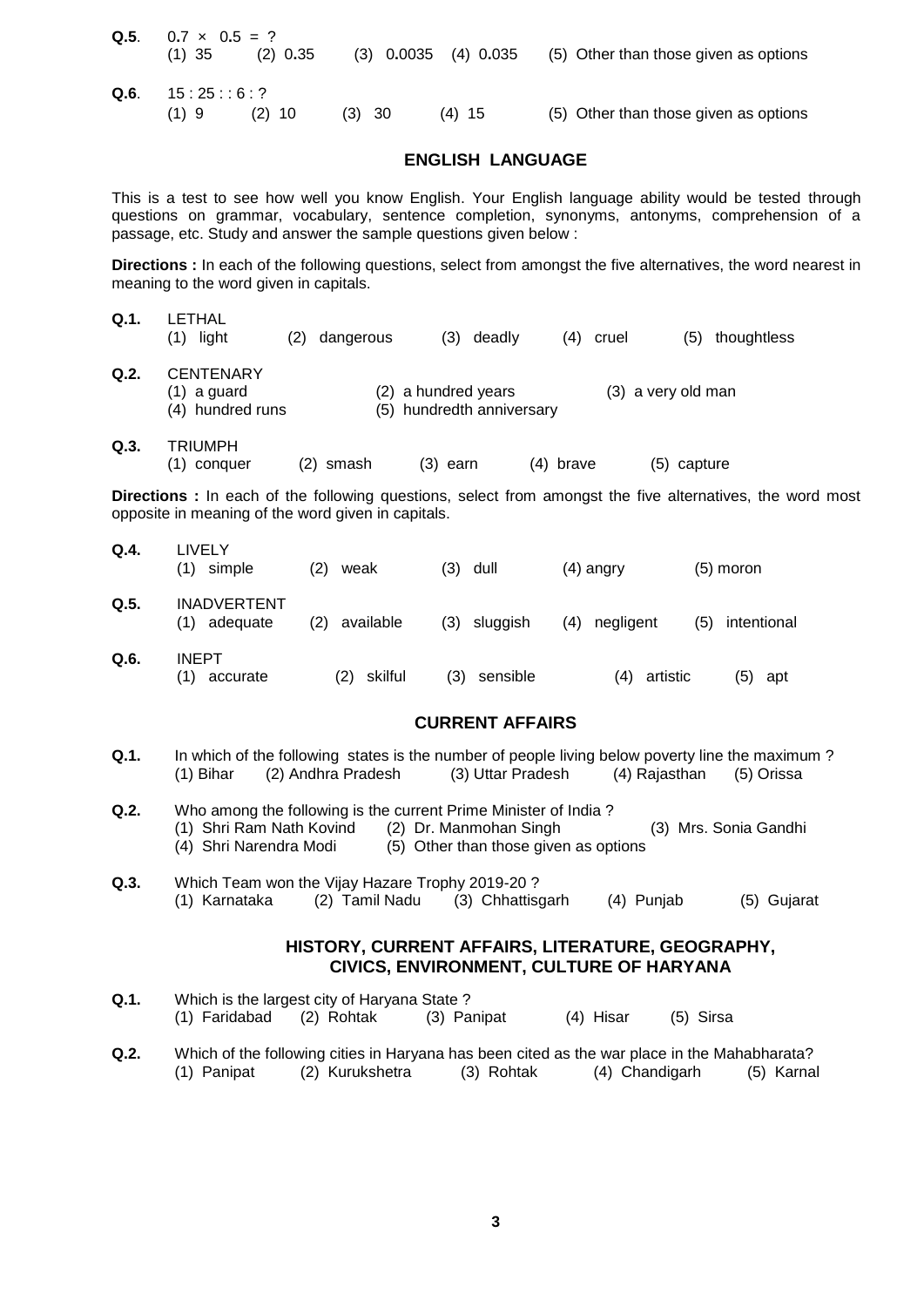**Q.5.** $0.7 \times 0.5 = ?$

(1) 35 (2) 0.35 (3) 0.0035 (4) 0.035 (5) Other than those given as options

**Q.6.** 15 : 25 : : 6 : ?

(1) 9 (2) 10 (3) 30 (4) 15 (5) Other than those given as options

## ENGLISH LANGUAGE

This is a test to see how well you know English. Your English language ability would be tested through questions on grammar, vocabulary, sentence completion, synonyms, antonyms, comprehension of a passage, etc. Study and answer the sample questions given below :

**Directions :** In each of the following questions, select from amongst the five alternatives, the word nearest in meaning to the word given in capitals.

**Q.1.** LETHAL

(1) light (2) dangerous (3) deadly (4) cruel (5) thoughtless

**Q.2.** CENTENARY

(1) a guard (2) a hundred years (3) a very old man
(4) hundred runs (5) hundredth anniversary

**Q.3.** TRIUMPH

(1) conquer (2) smash (3) earn (4) brave (5) capture

**Directions :** In each of the following questions, select from amongst the five alternatives, the word most opposite in meaning of the word given in capitals.

**Q.4.** LIVELY

(1) simple (2) weak (3) dull (4) angry (5) moron

**Q.5.** INADVERTENT

(1) adequate (2) available (3) sluggish (4) negligent (5) intentional

**Q.6.** INEPT

(1) accurate (2) skilful (3) sensible (4) artistic (5) apt

## CURRENT AFFAIRS

**Q.1.** In which of the following states is the number of people living below poverty line the maximum ?

(1) Bihar (2) Andhra Pradesh (3) Uttar Pradesh (4) Rajasthan (5) Orissa

**Q.2.** Who among the following is the current Prime Minister of India ?

(1) Shri Ram Nath Kovind (2) Dr. Manmohan Singh (3) Mrs. Sonia Gandhi
(4) Shri Narendra Modi (5) Other than those given as options

**Q.3.** Which Team won the Vijay Hazare Trophy 2019-20 ?

(1) Karnataka (2) Tamil Nadu (3) Chhattisgarh (4) Punjab (5) Gujarat

## HISTORY, CURRENT AFFAIRS, LITERATURE, GEOGRAPHY, CIVICS, ENVIRONMENT, CULTURE OF HARYANA

**Q.1.** Which is the largest city of Haryana State ?

(1) Faridabad (2) Rohtak (3) Panipat (4) Hisar (5) Sirsa

**Q.2.** Which of the following cities in Haryana has been cited as the war place in the Mahabharata?

(1) Panipat (2) Kurukshetra (3) Rohtak (4) Chandigarh (5) Karnal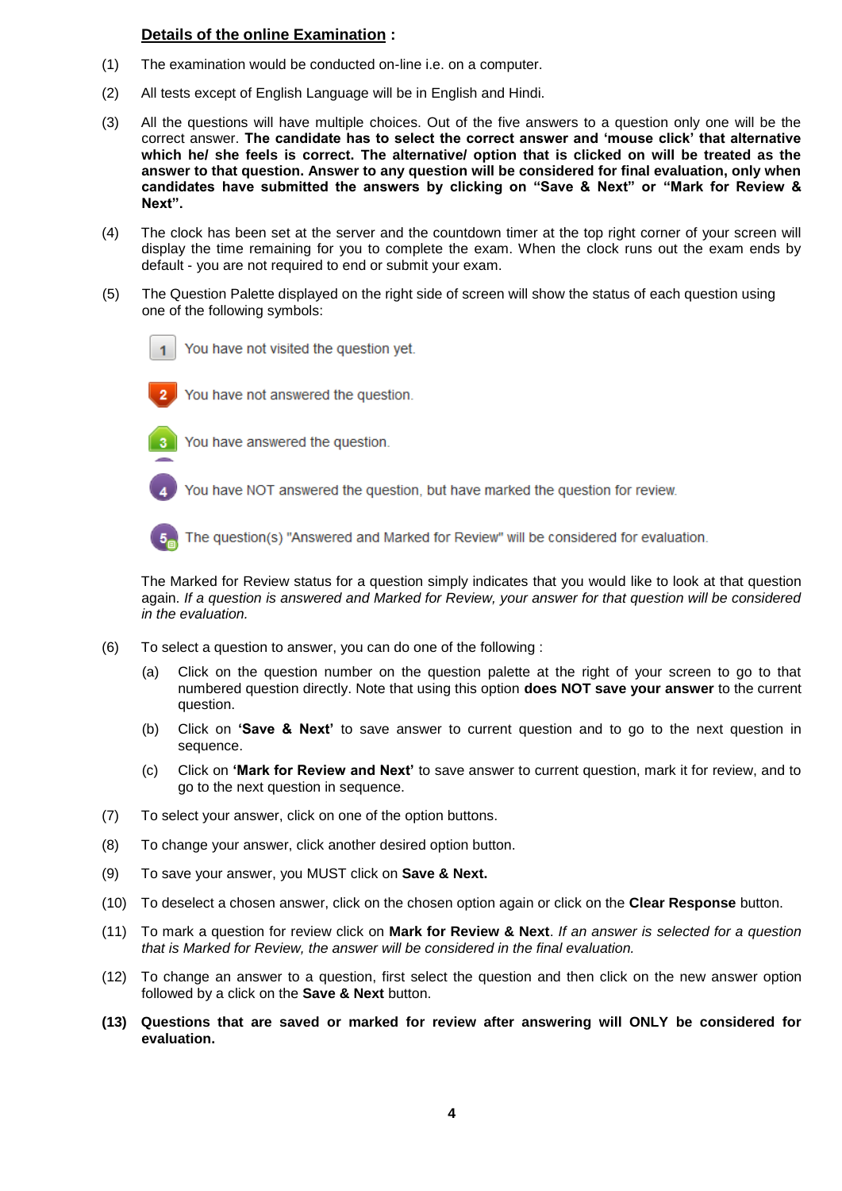**<u>Details of the online Examination</u> :**

(1) The examination would be conducted on-line i.e. on a computer.

(2) All tests except of English Language will be in English and Hindi.

(3) All the questions will have multiple choices. Out of the five answers to a question only one will be the correct answer. **The candidate has to select the correct answer and 'mouse click' that alternative which he/ she feels is correct. The alternative/ option that is clicked on will be treated as the answer to that question. Answer to any question will be considered for final evaluation, only when candidates have submitted the answers by clicking on "Save & Next" or "Mark for Review & Next".**

(4) The clock has been set at the server and the countdown timer at the top right corner of your screen will display the time remaining for you to complete the exam. When the clock runs out the exam ends by default - you are not required to end or submit your exam.

(5) The Question Palette displayed on the right side of screen will show the status of each question using one of the following symbols:

- 1 You have not visited the question yet.
- 2 You have not answered the question.
- 3 You have answered the question.
- 4 You have NOT answered the question, but have marked the question for review.
- 5 The question(s) "Answered and Marked for Review" will be considered for evaluation.

The Marked for Review status for a question simply indicates that you would like to look at that question again. *If a question is answered and Marked for Review, your answer for that question will be considered in the evaluation.*

(6) To select a question to answer, you can do one of the following :

(a) Click on the question number on the question palette at the right of your screen to go to that numbered question directly. Note that using this option **does NOT save your answer** to the current question.

(b) Click on **'Save & Next'** to save answer to current question and to go to the next question in sequence.

(c) Click on **'Mark for Review and Next'** to save answer to current question, mark it for review, and to go to the next question in sequence.

(7) To select your answer, click on one of the option buttons.

(8) To change your answer, click another desired option button.

(9) To save your answer, you MUST click on **Save & Next.**

(10) To deselect a chosen answer, click on the chosen option again or click on the **Clear Response** button.

(11) To mark a question for review click on **Mark for Review & Next**. *If an answer is selected for a question that is Marked for Review, the answer will be considered in the final evaluation.*

(12) To change an answer to a question, first select the question and then click on the new answer option followed by a click on the **Save & Next** button.

**(13) Questions that are saved or marked for review after answering will ONLY be considered for evaluation.**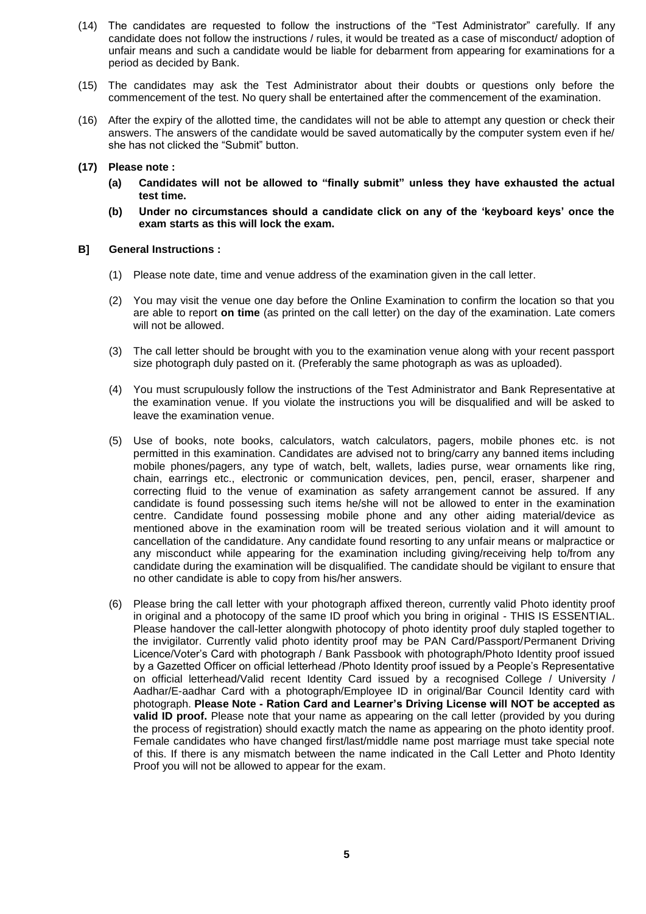(14) The candidates are requested to follow the instructions of the "Test Administrator" carefully. If any candidate does not follow the instructions / rules, it would be treated as a case of misconduct/ adoption of unfair means and such a candidate would be liable for debarment from appearing for examinations for a period as decided by Bank.

(15) The candidates may ask the Test Administrator about their doubts or questions only before the commencement of the test. No query shall be entertained after the commencement of the examination.

(16) After the expiry of the allotted time, the candidates will not be able to attempt any question or check their answers. The answers of the candidate would be saved automatically by the computer system even if he/ she has not clicked the "Submit" button.

**(17) Please note :**

**(a) Candidates will not be allowed to "finally submit" unless they have exhausted the actual test time.**

**(b) Under no circumstances should a candidate click on any of the 'keyboard keys' once the exam starts as this will lock the exam.**

**B] General Instructions :**

(1) Please note date, time and venue address of the examination given in the call letter.

(2) You may visit the venue one day before the Online Examination to confirm the location so that you are able to report **on time** (as printed on the call letter) on the day of the examination. Late comers will not be allowed.

(3) The call letter should be brought with you to the examination venue along with your recent passport size photograph duly pasted on it. (Preferably the same photograph as was as uploaded).

(4) You must scrupulously follow the instructions of the Test Administrator and Bank Representative at the examination venue. If you violate the instructions you will be disqualified and will be asked to leave the examination venue.

(5) Use of books, note books, calculators, watch calculators, pagers, mobile phones etc. is not permitted in this examination. Candidates are advised not to bring/carry any banned items including mobile phones/pagers, any type of watch, belt, wallets, ladies purse, wear ornaments like ring, chain, earrings etc., electronic or communication devices, pen, pencil, eraser, sharpener and correcting fluid to the venue of examination as safety arrangement cannot be assured. If any candidate is found possessing such items he/she will not be allowed to enter in the examination centre. Candidate found possessing mobile phone and any other aiding material/device as mentioned above in the examination room will be treated serious violation and it will amount to cancellation of the candidature. Any candidate found resorting to any unfair means or malpractice or any misconduct while appearing for the examination including giving/receiving help to/from any candidate during the examination will be disqualified. The candidate should be vigilant to ensure that no other candidate is able to copy from his/her answers.

(6) Please bring the call letter with your photograph affixed thereon, currently valid Photo identity proof in original and a photocopy of the same ID proof which you bring in original - THIS IS ESSENTIAL. Please handover the call-letter alongwith photocopy of photo identity proof duly stapled together to the invigilator. Currently valid photo identity proof may be PAN Card/Passport/Permanent Driving Licence/Voter's Card with photograph / Bank Passbook with photograph/Photo Identity proof issued by a Gazetted Officer on official letterhead /Photo Identity proof issued by a People's Representative on official letterhead/Valid recent Identity Card issued by a recognised College / University / Aadhar/E-aadhar Card with a photograph/Employee ID in original/Bar Council Identity card with photograph. **Please Note - Ration Card and Learner's Driving License will NOT be accepted as valid ID proof.** Please note that your name as appearing on the call letter (provided by you during the process of registration) should exactly match the name as appearing on the photo identity proof. Female candidates who have changed first/last/middle name post marriage must take special note of this. If there is any mismatch between the name indicated in the Call Letter and Photo Identity Proof you will not be allowed to appear for the exam.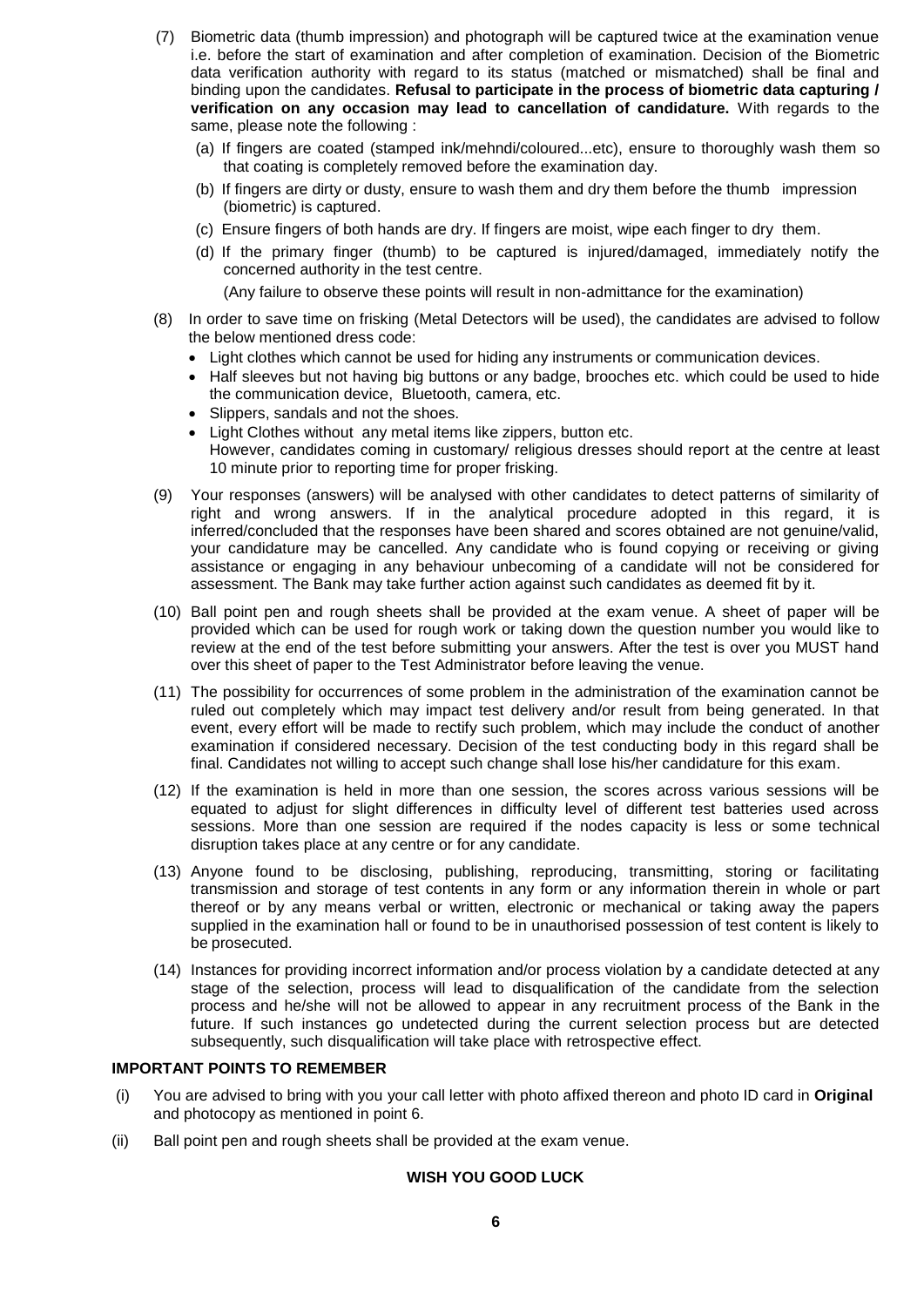(7) Biometric data (thumb impression) and photograph will be captured twice at the examination venue i.e. before the start of examination and after completion of examination. Decision of the Biometric data verification authority with regard to its status (matched or mismatched) shall be final and binding upon the candidates. **Refusal to participate in the process of biometric data capturing / verification on any occasion may lead to cancellation of candidature.** With regards to the same, please note the following :

   (a) If fingers are coated (stamped ink/mehndi/coloured...etc), ensure to thoroughly wash them so that coating is completely removed before the examination day.

   (b) If fingers are dirty or dusty, ensure to wash them and dry them before the thumb impression (biometric) is captured.

   (c) Ensure fingers of both hands are dry. If fingers are moist, wipe each finger to dry them.

   (d) If the primary finger (thumb) to be captured is injured/damaged, immediately notify the concerned authority in the test centre.

   (Any failure to observe these points will result in non-admittance for the examination)

(8) In order to save time on frisking (Metal Detectors will be used), the candidates are advised to follow the below mentioned dress code:

   - Light clothes which cannot be used for hiding any instruments or communication devices.
   - Half sleeves but not having big buttons or any badge, brooches etc. which could be used to hide the communication device, Bluetooth, camera, etc.
   - Slippers, sandals and not the shoes.
   - Light Clothes without any metal items like zippers, button etc.
     However, candidates coming in customary/ religious dresses should report at the centre at least 10 minute prior to reporting time for proper frisking.

(9) Your responses (answers) will be analysed with other candidates to detect patterns of similarity of right and wrong answers. If in the analytical procedure adopted in this regard, it is inferred/concluded that the responses have been shared and scores obtained are not genuine/valid, your candidature may be cancelled. Any candidate who is found copying or receiving or giving assistance or engaging in any behaviour unbecoming of a candidate will not be considered for assessment. The Bank may take further action against such candidates as deemed fit by it.

(10) Ball point pen and rough sheets shall be provided at the exam venue. A sheet of paper will be provided which can be used for rough work or taking down the question number you would like to review at the end of the test before submitting your answers. After the test is over you MUST hand over this sheet of paper to the Test Administrator before leaving the venue.

(11) The possibility for occurrences of some problem in the administration of the examination cannot be ruled out completely which may impact test delivery and/or result from being generated. In that event, every effort will be made to rectify such problem, which may include the conduct of another examination if considered necessary. Decision of the test conducting body in this regard shall be final. Candidates not willing to accept such change shall lose his/her candidature for this exam.

(12) If the examination is held in more than one session, the scores across various sessions will be equated to adjust for slight differences in difficulty level of different test batteries used across sessions. More than one session are required if the nodes capacity is less or some technical disruption takes place at any centre or for any candidate.

(13) Anyone found to be disclosing, publishing, reproducing, transmitting, storing or facilitating transmission and storage of test contents in any form or any information therein in whole or part thereof or by any means verbal or written, electronic or mechanical or taking away the papers supplied in the examination hall or found to be in unauthorised possession of test content is likely to be prosecuted.

(14) Instances for providing incorrect information and/or process violation by a candidate detected at any stage of the selection, process will lead to disqualification of the candidate from the selection process and he/she will not be allowed to appear in any recruitment process of the Bank in the future. If such instances go undetected during the current selection process but are detected subsequently, such disqualification will take place with retrospective effect.

**IMPORTANT POINTS TO REMEMBER**

(i) You are advised to bring with you your call letter with photo affixed thereon and photo ID card in **Original** and photocopy as mentioned in point 6.

(ii) Ball point pen and rough sheets shall be provided at the exam venue.

**WISH YOU GOOD LUCK**